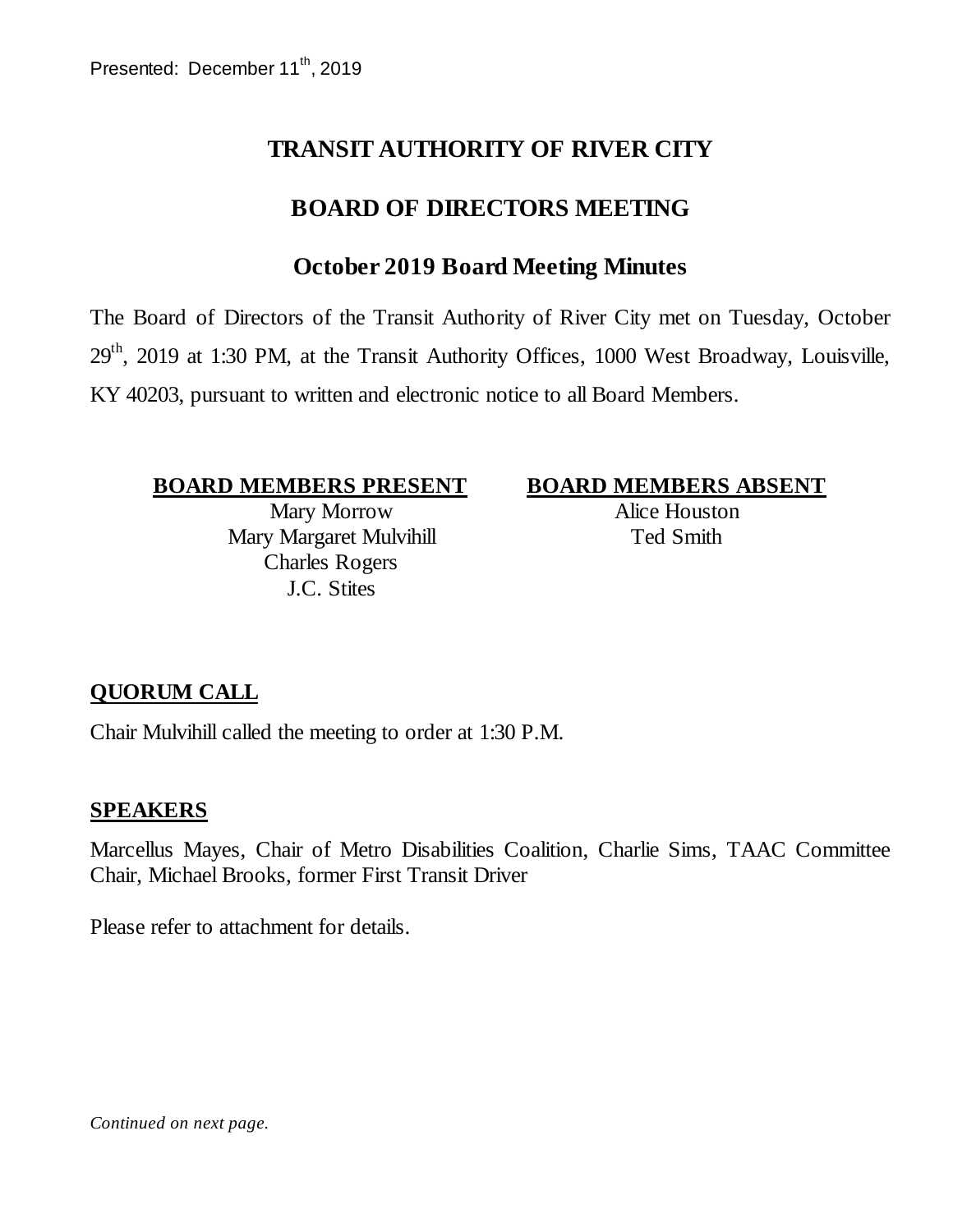Presented: December 11th, 2019

# TRANSIT AUTHORITY OF RIVER CITY

## BOARD OF DIRECTORS MEETING

## October 2019 Board Meeting Minutes

The Board of Directors of the Transit Authority of River City met on Tuesday, October 29th, 2019 at 1:30 PM, at the Transit Authority Offices, 1000 West Broadway, Louisville, KY 40203, pursuant to written and electronic notice to all Board Members.

| **BOARD MEMBERS PRESENT** | **BOARD MEMBERS ABSENT** |
| --- | --- |
| Mary Morrow | Alice Houston |
| Mary Margaret Mulvihill | Ted Smith |
| Charles Rogers | |
| J.C. Stites | |

### QUORUM CALL

Chair Mulvihill called the meeting to order at 1:30 P.M.

### SPEAKERS

Marcellus Mayes, Chair of Metro Disabilities Coalition, Charlie Sims, TAAC Committee Chair, Michael Brooks, former First Transit Driver

Please refer to attachment for details.

*Continued on next page.*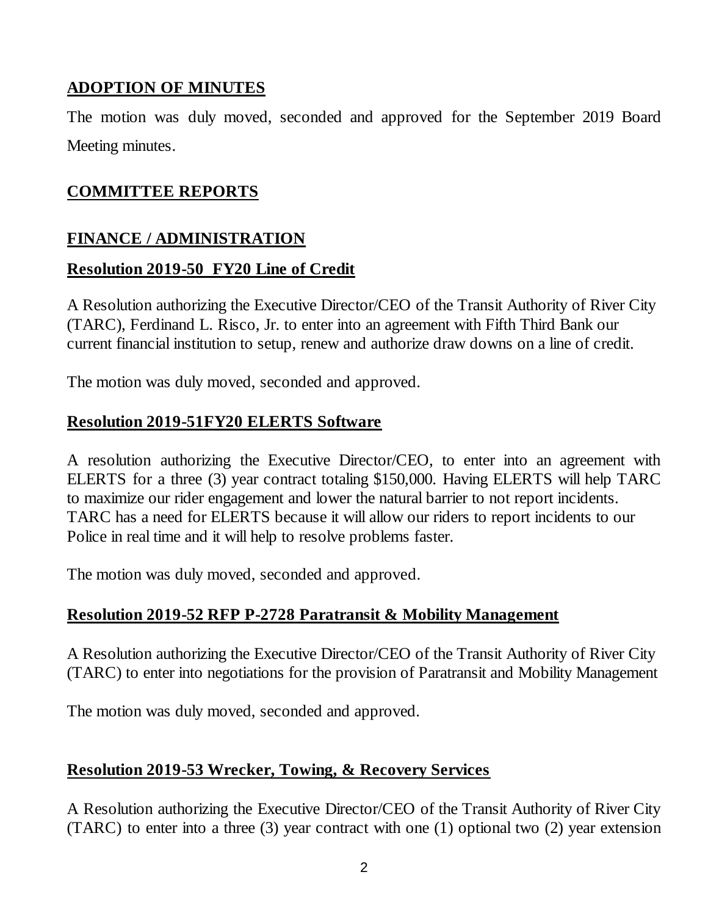## ADOPTION OF MINUTES

The motion was duly moved, seconded and approved for the September 2019 Board Meeting minutes.

## COMMITTEE REPORTS

## FINANCE / ADMINISTRATION

### Resolution 2019-50 FY20 Line of Credit

A Resolution authorizing the Executive Director/CEO of the Transit Authority of River City (TARC), Ferdinand L. Risco, Jr. to enter into an agreement with Fifth Third Bank our current financial institution to setup, renew and authorize draw downs on a line of credit.

The motion was duly moved, seconded and approved.

### Resolution 2019-51FY20 ELERTS Software

A resolution authorizing the Executive Director/CEO, to enter into an agreement with ELERTS for a three (3) year contract totaling $150,000. Having ELERTS will help TARC to maximize our rider engagement and lower the natural barrier to not report incidents. TARC has a need for ELERTS because it will allow our riders to report incidents to our Police in real time and it will help to resolve problems faster.

The motion was duly moved, seconded and approved.

### Resolution 2019-52 RFP P-2728 Paratransit & Mobility Management

A Resolution authorizing the Executive Director/CEO of the Transit Authority of River City (TARC) to enter into negotiations for the provision of Paratransit and Mobility Management

The motion was duly moved, seconded and approved.

### Resolution 2019-53 Wrecker, Towing, & Recovery Services

A Resolution authorizing the Executive Director/CEO of the Transit Authority of River City (TARC) to enter into a three (3) year contract with one (1) optional two (2) year extension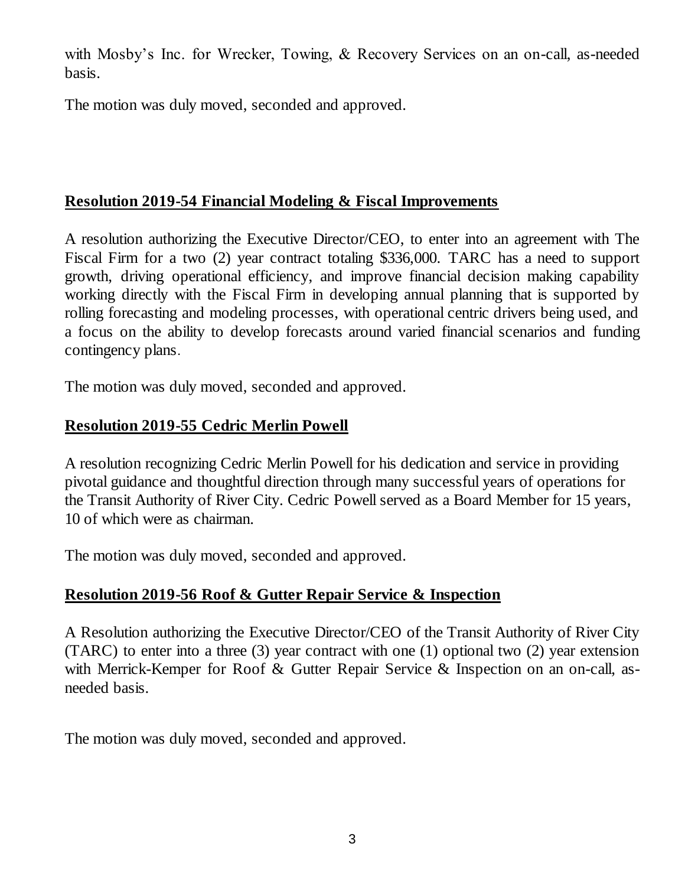with Mosby's Inc. for Wrecker, Towing, & Recovery Services on an on-call, as-needed basis.

The motion was duly moved, seconded and approved.

## **Resolution 2019-54 Financial Modeling & Fiscal Improvements**

A resolution authorizing the Executive Director/CEO, to enter into an agreement with The Fiscal Firm for a two (2) year contract totaling $336,000. TARC has a need to support growth, driving operational efficiency, and improve financial decision making capability working directly with the Fiscal Firm in developing annual planning that is supported by rolling forecasting and modeling processes, with operational centric drivers being used, and a focus on the ability to develop forecasts around varied financial scenarios and funding contingency plans.

The motion was duly moved, seconded and approved.

## **Resolution 2019-55 Cedric Merlin Powell**

A resolution recognizing Cedric Merlin Powell for his dedication and service in providing pivotal guidance and thoughtful direction through many successful years of operations for the Transit Authority of River City. Cedric Powell served as a Board Member for 15 years, 10 of which were as chairman.

The motion was duly moved, seconded and approved.

## **Resolution 2019-56 Roof & Gutter Repair Service & Inspection**

A Resolution authorizing the Executive Director/CEO of the Transit Authority of River City (TARC) to enter into a three (3) year contract with one (1) optional two (2) year extension with Merrick-Kemper for Roof & Gutter Repair Service & Inspection on an on-call, as-needed basis.

The motion was duly moved, seconded and approved.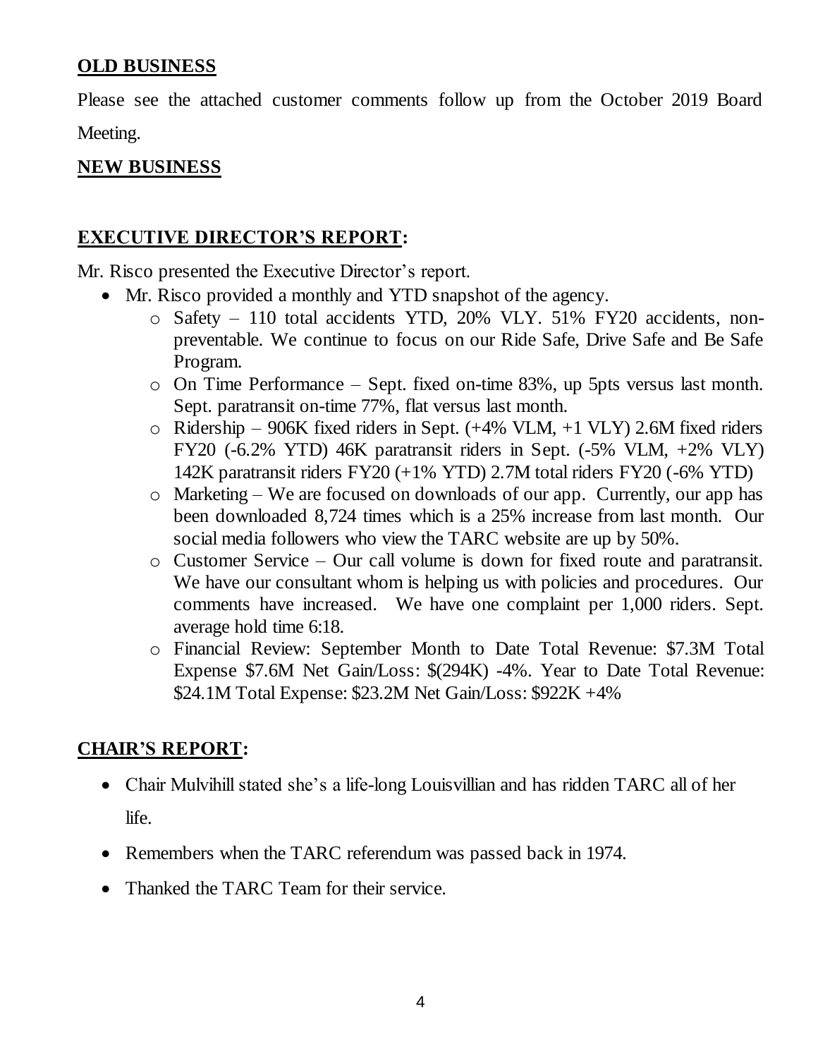## OLD BUSINESS

Please see the attached customer comments follow up from the October 2019 Board Meeting.

## NEW BUSINESS

## EXECUTIVE DIRECTOR'S REPORT:

Mr. Risco presented the Executive Director's report.

- Mr. Risco provided a monthly and YTD snapshot of the agency.
  - Safety – 110 total accidents YTD, 20% VLY. 51% FY20 accidents, non-preventable. We continue to focus on our Ride Safe, Drive Safe and Be Safe Program.
  - On Time Performance – Sept. fixed on-time 83%, up 5pts versus last month. Sept. paratransit on-time 77%, flat versus last month.
  - Ridership – 906K fixed riders in Sept. (+4% VLM, +1 VLY) 2.6M fixed riders FY20 (-6.2% YTD) 46K paratransit riders in Sept. (-5% VLM, +2% VLY) 142K paratransit riders FY20 (+1% YTD) 2.7M total riders FY20 (-6% YTD)
  - Marketing – We are focused on downloads of our app. Currently, our app has been downloaded 8,724 times which is a 25% increase from last month. Our social media followers who view the TARC website are up by 50%.
  - Customer Service – Our call volume is down for fixed route and paratransit. We have our consultant whom is helping us with policies and procedures. Our comments have increased. We have one complaint per 1,000 riders. Sept. average hold time 6:18.
  - Financial Review: September Month to Date Total Revenue: $7.3M Total Expense $7.6M Net Gain/Loss: $(294K) -4%. Year to Date Total Revenue: $24.1M Total Expense: $23.2M Net Gain/Loss: $922K +4%

## CHAIR'S REPORT:

- Chair Mulvihill stated she's a life-long Louisvillian and has ridden TARC all of her life.
- Remembers when the TARC referendum was passed back in 1974.
- Thanked the TARC Team for their service.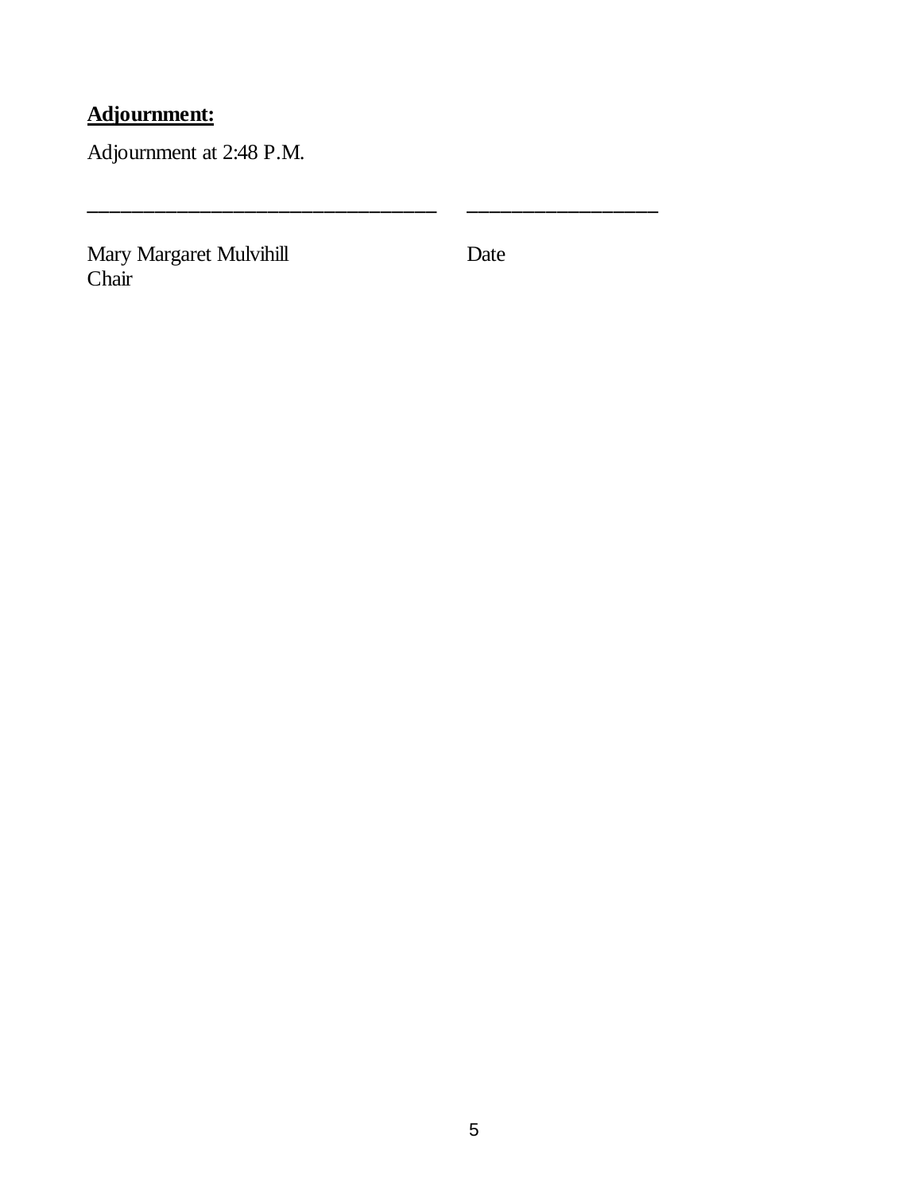**Adjournment:**

Adjournment at 2:48 P.M.

\_\_\_\_\_\_\_\_\_\_\_\_\_\_\_\_\_\_\_\_\_\_\_\_\_\_\_\_\_\_\_\_\_\_ \_\_\_\_\_\_\_\_\_\_\_\_\_\_\_\_\_\_\_

Mary Margaret Mulvihill — Date

Chair